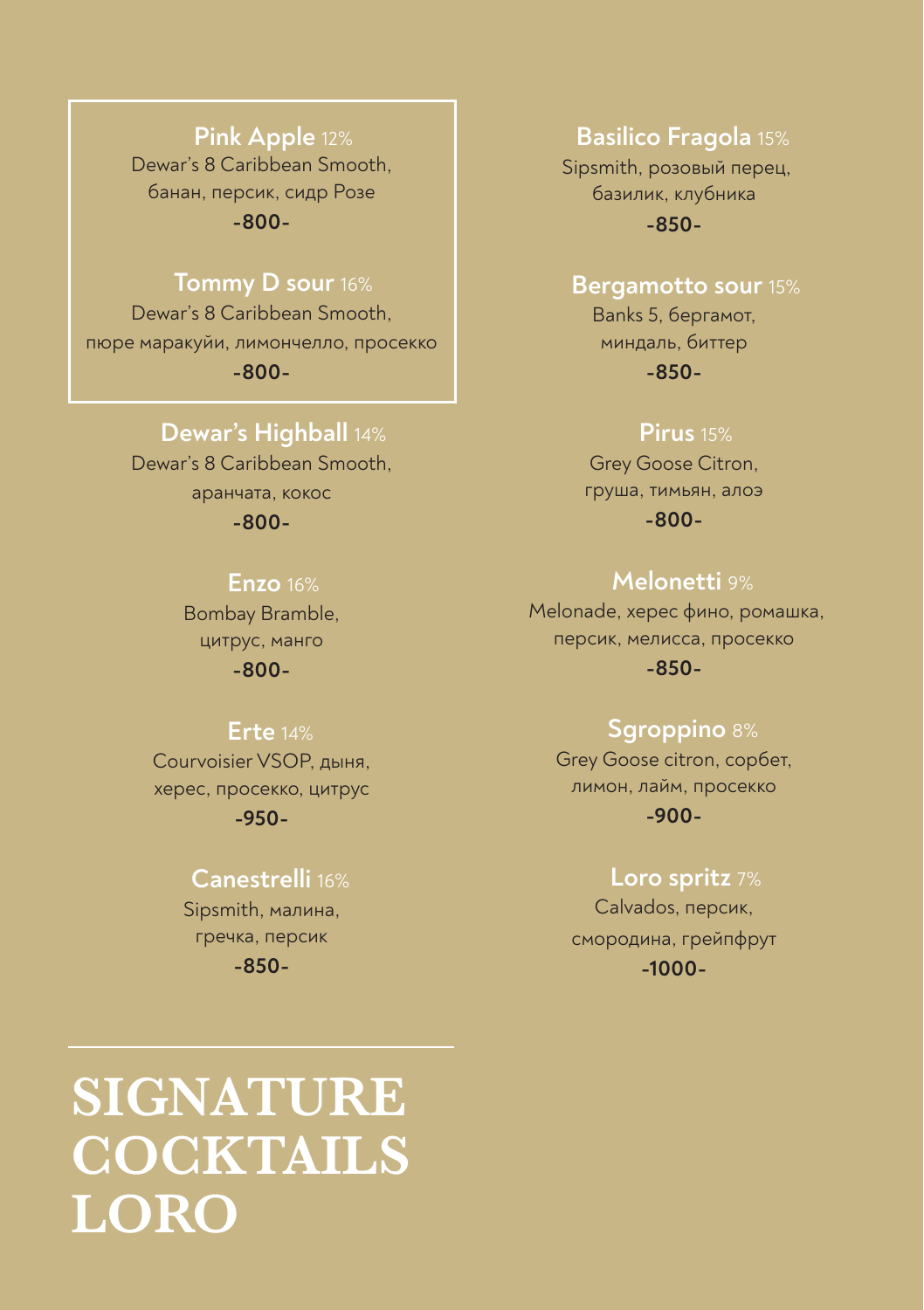# SIGNATURE COCKTAILS LORO

**Pink Apple** 12%
Dewar's 8 Caribbean Smooth,
банан, персик, сидр Розе
**-800-**

**Tommy D sour** 16%
Dewar's 8 Caribbean Smooth,
пюре маракуйи, лимончелло, просекко
**-800-**

**Dewar's Highball** 14%
Dewar's 8 Caribbean Smooth,
аранчата, кокос
**-800-**

**Enzo** 16%
Bombay Bramble,
цитрус, манго
**-800-**

**Erte** 14%
Courvoisier VSOP, дыня,
херес, просекко, цитрус
**-950-**

**Canestrelli** 16%
Sipsmith, малина,
гречка, персик
**-850-**

**Basilico Fragola** 15%
Sipsmith, розовый перец,
базилик, клубника
**-850-**

**Bergamotto sour** 15%
Banks 5, бергамот,
миндаль, биттер
**-850-**

**Pirus** 15%
Grey Goose Citron,
груша, тимьян, алоэ
**-800-**

**Melonetti** 9%
Melonade, херес фино, ромашка,
персик, мелисса, просекко
**-850-**

**Sgroppino** 8%
Grey Goose citron, сорбет,
лимон, лайм, просекко
**-900-**

**Loro spritz** 7%
Calvados, персик,
смородина, грейпфрут
**-1000-**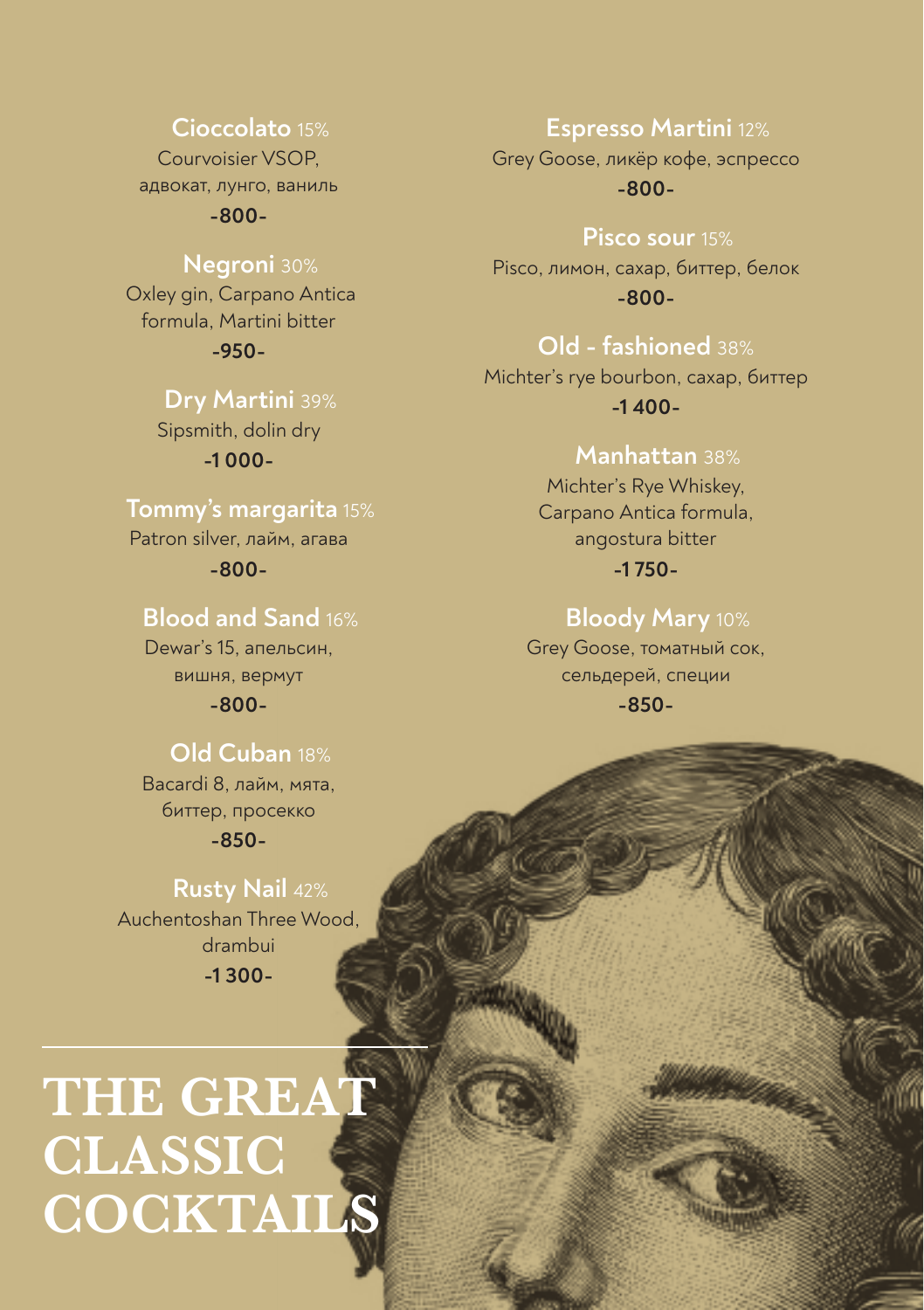# THE GREAT CLASSIC COCKTAILS

**Cioccolato** 15%
Courvoisier VSOP, адвокат, лунго, ваниль
-800-

**Negroni** 30%
Oxley gin, Carpano Antica formula, Martini bitter
-950-

**Dry Martini** 39%
Sipsmith, dolin dry
-1 000-

**Tommy's margarita** 15%
Patron silver, лайм, агава
-800-

**Blood and Sand** 16%
Dewar's 15, апельсин, вишня, вермут
-800-

**Old Cuban** 18%
Bacardi 8, лайм, мята, биттер, просекко
-850-

**Rusty Nail** 42%
Auchentoshan Three Wood, drambui
-1 300-

**Espresso Martini** 12%
Grey Goose, ликёр кофе, эспрессо
-800-

**Pisco sour** 15%
Pisco, лимон, сахар, биттер, белок
-800-

**Old - fashioned** 38%
Michter's rye bourbon, сахар, биттер
-1 400-

**Manhattan** 38%
Michter's Rye Whiskey, Carpano Antica formula, angostura bitter
-1 750-

**Bloody Mary** 10%
Grey Goose, томатный сок, сельдерей, специи
-850-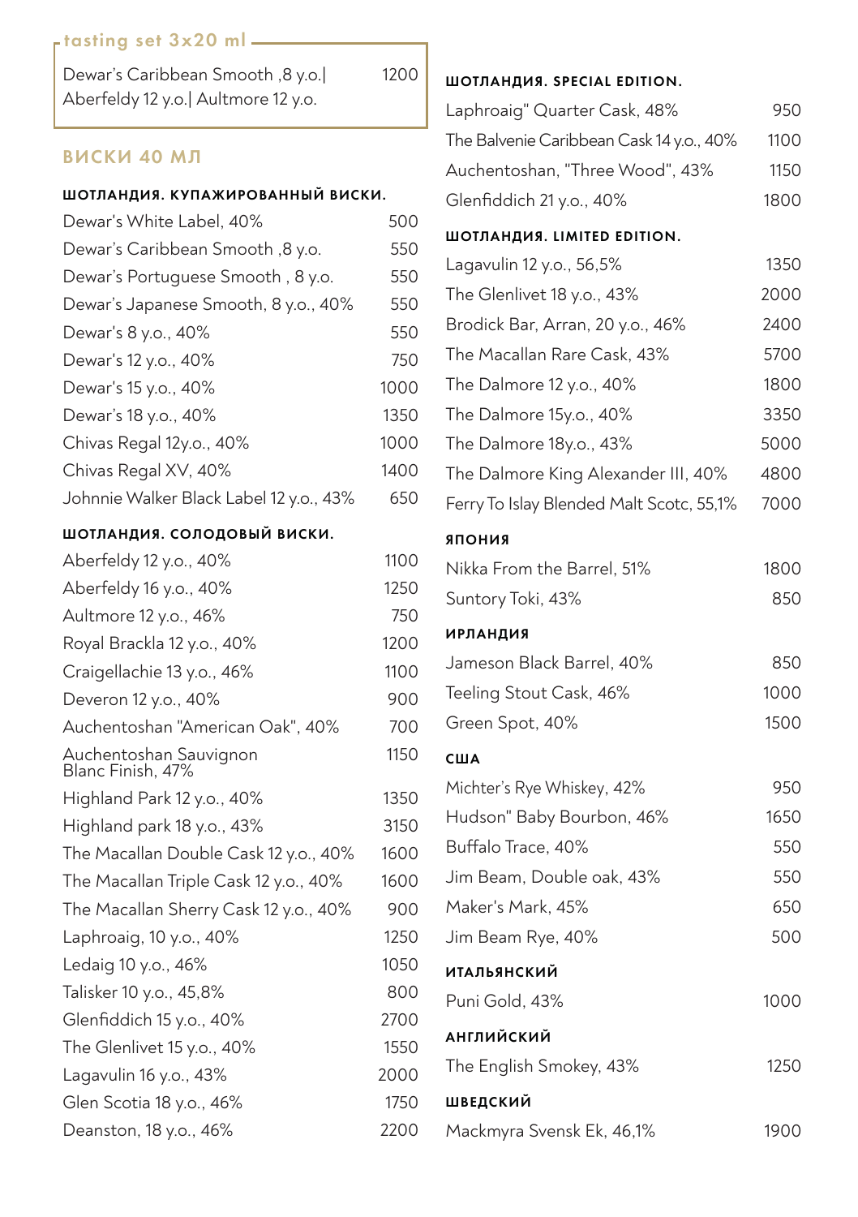## tasting set 3x20 ml

| | |
|---|---|
| Dewar's Caribbean Smooth ,8 y.o.\| Aberfeldy 12 y.o.\| Aultmore 12 y.o. | 1200 |

## ВИСКИ 40 МЛ

### ШОТЛАНДИЯ. КУПАЖИРОВАННЫЙ ВИСКИ.

| | |
|---|---|
| Dewar's White Label, 40% | 500 |
| Dewar's Caribbean Smooth ,8 y.o. | 550 |
| Dewar's Portuguese Smooth , 8 y.o. | 550 |
| Dewar's Japanese Smooth, 8 y.o., 40% | 550 |
| Dewar's 8 y.o., 40% | 550 |
| Dewar's 12 y.o., 40% | 750 |
| Dewar's 15 y.o., 40% | 1000 |
| Dewar's 18 y.o., 40% | 1350 |
| Chivas Regal 12y.o., 40% | 1000 |
| Chivas Regal XV, 40% | 1400 |
| Johnnie Walker Black Label 12 y.o., 43% | 650 |

### ШОТЛАНДИЯ. СОЛОДОВЫЙ ВИСКИ.

| | |
|---|---|
| Aberfeldy 12 y.o., 40% | 1100 |
| Aberfeldy 16 y.o., 40% | 1250 |
| Aultmore 12 y.o., 46% | 750 |
| Royal Brackla 12 y.o., 40% | 1200 |
| Craigellachie 13 y.o., 46% | 1100 |
| Deveron 12 y.o., 40% | 900 |
| Auchentoshan "American Oak", 40% | 700 |
| Auchentoshan Sauvignon Blanc Finish, 47% | 1150 |
| Highland Park 12 y.o., 40% | 1350 |
| Highland park 18 y.o., 43% | 3150 |
| The Macallan Double Cask 12 y.o., 40% | 1600 |
| The Macallan Triple Cask 12 y.o., 40% | 1600 |
| The Macallan Sherry Cask 12 y.o., 40% | 900 |
| Laphroaig, 10 y.o., 40% | 1250 |
| Ledaig 10 y.o., 46% | 1050 |
| Talisker 10 y.o., 45,8% | 800 |
| Glenfiddich 15 y.o., 40% | 2700 |
| The Glenlivet 15 y.o., 40% | 1550 |
| Lagavulin 16 y.o., 43% | 2000 |
| Glen Scotia 18 y.o., 46% | 1750 |
| Deanston, 18 y.o., 46% | 2200 |

### ШОТЛАНДИЯ. SPECIAL EDITION.

| | |
|---|---|
| Laphroaig" Quarter Cask, 48% | 950 |
| The Balvenie Caribbean Cask 14 y.o., 40% | 1100 |
| Auchentoshan, "Three Wood", 43% | 1150 |
| Glenfiddich 21 y.o., 40% | 1800 |

### ШОТЛАНДИЯ. LIMITED EDITION.

| | |
|---|---|
| Lagavulin 12 y.o., 56,5% | 1350 |
| The Glenlivet 18 y.o., 43% | 2000 |
| Brodick Bar, Arran, 20 y.o., 46% | 2400 |
| The Macallan Rare Cask, 43% | 5700 |
| The Dalmore 12 y.o., 40% | 1800 |
| The Dalmore 15y.o., 40% | 3350 |
| The Dalmore 18y.o., 43% | 5000 |
| The Dalmore King Alexander III, 40% | 4800 |
| Ferry To Islay Blended Malt Scotc, 55,1% | 7000 |

### ЯПОНИЯ

| | |
|---|---|
| Nikka From the Barrel, 51% | 1800 |
| Suntory Toki, 43% | 850 |

### ИРЛАНДИЯ

| | |
|---|---|
| Jameson Black Barrel, 40% | 850 |
| Teeling Stout Cask, 46% | 1000 |
| Green Spot, 40% | 1500 |

### США

| | |
|---|---|
| Michter's Rye Whiskey, 42% | 950 |
| Hudson" Baby Bourbon, 46% | 1650 |
| Buffalo Trace, 40% | 550 |
| Jim Beam, Double oak, 43% | 550 |
| Maker's Mark, 45% | 650 |
| Jim Beam Rye, 40% | 500 |

### ИТАЛЬЯНСКИЙ

| | |
|---|---|
| Puni Gold, 43% | 1000 |

### АНГЛИЙСКИЙ

| | |
|---|---|
| The English Smokey, 43% | 1250 |

### ШВЕДСКИЙ

| | |
|---|---|
| Mackmyra Svensk Ek, 46,1% | 1900 |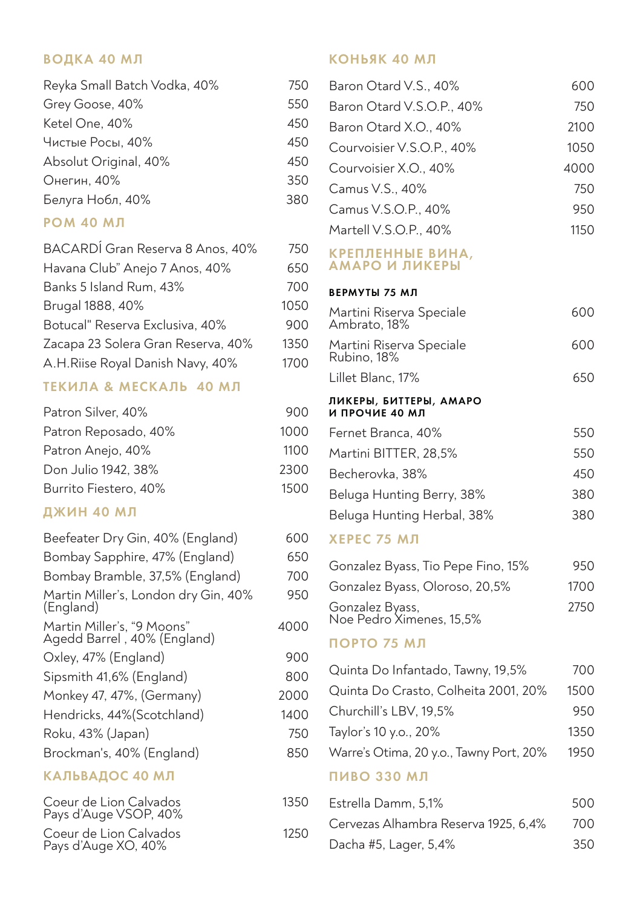## ВОДКА 40 МЛ

| | |
|---|---|
| Reyka Small Batch Vodka, 40% | 750 |
| Grey Goose, 40% | 550 |
| Ketel One, 40% | 450 |
| Чистые Росы, 40% | 450 |
| Absolut Original, 40% | 450 |
| Онегин, 40% | 350 |
| Белуга Нобл, 40% | 380 |

## РОМ 40 МЛ

| | |
|---|---|
| BACARDÍ Gran Reserva 8 Anos, 40% | 750 |
| Havana Club" Anejo 7 Anos, 40% | 650 |
| Banks 5 Island Rum, 43% | 700 |
| Brugal 1888, 40% | 1050 |
| Botucal" Reserva Exclusiva, 40% | 900 |
| Zacapa 23 Solera Gran Reserva, 40% | 1350 |
| A.H.Riise Royal Danish Navy, 40% | 1700 |

## ТЕКИЛА & МЕСКАЛЬ 40 МЛ

| | |
|---|---|
| Patron Silver, 40% | 900 |
| Patron Reposado, 40% | 1000 |
| Patron Anejo, 40% | 1100 |
| Don Julio 1942, 38% | 2300 |
| Burrito Fiestero, 40% | 1500 |

## ДЖИН 40 МЛ

| | |
|---|---|
| Beefeater Dry Gin, 40% (England) | 600 |
| Bombay Sapphire, 47% (England) | 650 |
| Bombay Bramble, 37,5% (England) | 700 |
| Martin Miller's, London dry Gin, 40% (England) | 950 |
| Martin Miller's, "9 Moons" Agedd Barrel , 40% (England) | 4000 |
| Oxley, 47% (England) | 900 |
| Sipsmith 41,6% (England) | 800 |
| Monkey 47, 47%, (Germany) | 2000 |
| Hendricks, 44%(Scotchland) | 1400 |
| Roku, 43% (Japan) | 750 |
| Brockman's, 40% (England) | 850 |

## КАЛЬВАДОС 40 МЛ

| | |
|---|---|
| Coeur de Lion Calvados Pays d'Auge VSOP, 40% | 1350 |
| Coeur de Lion Calvados Pays d'Auge XO, 40% | 1250 |

## КОНЬЯК 40 МЛ

| | |
|---|---|
| Baron Otard V.S., 40% | 600 |
| Baron Otard V.S.O.P., 40% | 750 |
| Baron Otard X.O., 40% | 2100 |
| Courvoisier V.S.O.P., 40% | 1050 |
| Courvoisier X.O., 40% | 4000 |
| Camus V.S., 40% | 750 |
| Camus V.S.O.P., 40% | 950 |
| Martell V.S.O.P., 40% | 1150 |

## КРЕПЛЕННЫЕ ВИНА, АМАРО И ЛИКЕРЫ

### ВЕРМУТЫ 75 МЛ

| | |
|---|---|
| Martini Riserva Speciale Ambrato, 18% | 600 |
| Martini Riserva Speciale Rubino, 18% | 600 |
| Lillet Blanc, 17% | 650 |

### ЛИКЕРЫ, БИТТЕРЫ, АМАРО И ПРОЧИЕ 40 МЛ

| | |
|---|---|
| Fernet Branca, 40% | 550 |
| Martini BITTER, 28,5% | 550 |
| Becherovka, 38% | 450 |
| Beluga Hunting Berry, 38% | 380 |
| Beluga Hunting Herbal, 38% | 380 |

## ХЕРЕС 75 МЛ

| | |
|---|---|
| Gonzalez Byass, Tio Pepe Fino, 15% | 950 |
| Gonzalez Byass, Oloroso, 20,5% | 1700 |
| Gonzalez Byass, Noe Pedro Ximenes, 15,5% | 2750 |

## ПОРТО 75 МЛ

| | |
|---|---|
| Quinta Do Infantado, Tawny, 19,5% | 700 |
| Quinta Do Crasto, Colheita 2001, 20% | 1500 |
| Churchill's LBV, 19,5% | 950 |
| Taylor's 10 y.o., 20% | 1350 |
| Warre's Otima, 20 y.o., Tawny Port, 20% | 1950 |

## ПИВО 330 МЛ

| | |
|---|---|
| Estrella Damm, 5,1% | 500 |
| Cervezas Alhambra Reserva 1925, 6,4% | 700 |
| Dacha #5, Lager, 5,4% | 350 |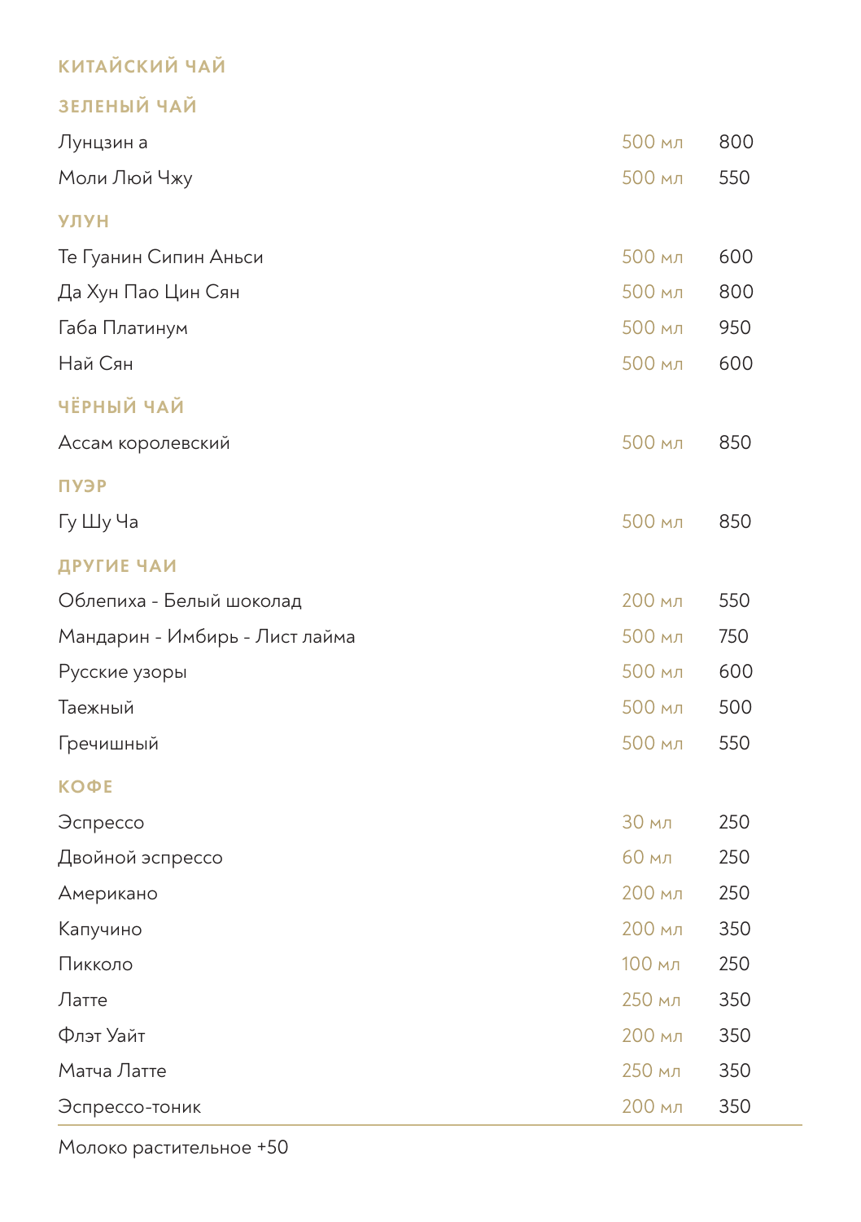## КИТАЙСКИЙ ЧАЙ

### ЗЕЛЕНЫЙ ЧАЙ

| | | |
|---|---|---|
| Лунцзин а | 500 мл | 800 |
| Моли Люй Чжу | 500 мл | 550 |

### УЛУН

| | | |
|---|---|---|
| Те Гуанин Сипин Аньси | 500 мл | 600 |
| Да Хун Пао Цин Сян | 500 мл | 800 |
| Габа Платинум | 500 мл | 950 |
| Най Сян | 500 мл | 600 |

### ЧЁРНЫЙ ЧАЙ

| | | |
|---|---|---|
| Ассам королевский | 500 мл | 850 |

### ПУЭР

| | | |
|---|---|---|
| Гу Шу Ча | 500 мл | 850 |

### ДРУГИЕ ЧАИ

| | | |
|---|---|---|
| Облепиха - Белый шоколад | 200 мл | 550 |
| Мандарин - Имбирь - Лист лайма | 500 мл | 750 |
| Русские узоры | 500 мл | 600 |
| Таежный | 500 мл | 500 |
| Гречишный | 500 мл | 550 |

### КОФЕ

| | | |
|---|---|---|
| Эспрессо | 30 мл | 250 |
| Двойной эспрессо | 60 мл | 250 |
| Американо | 200 мл | 250 |
| Капучино | 200 мл | 350 |
| Пикколо | 100 мл | 250 |
| Латте | 250 мл | 350 |
| Флэт Уайт | 200 мл | 350 |
| Матча Латте | 250 мл | 350 |
| Эспрессо-тоник | 200 мл | 350 |

Молоко растительное +50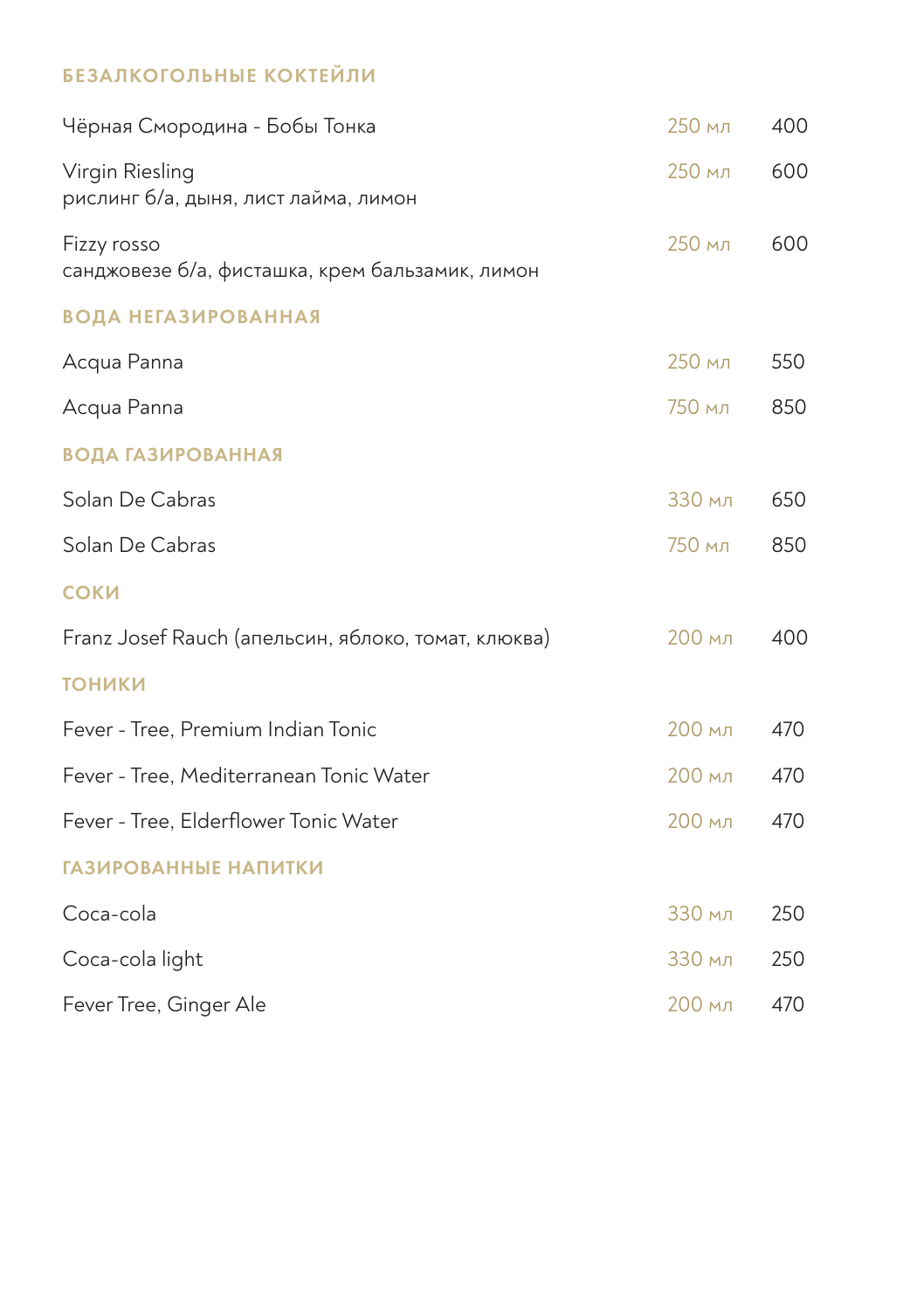## БЕЗАЛКОГОЛЬНЫЕ КОКТЕЙЛИ

| | | |
|---|---|---|
| Чёрная Смородина - Бобы Тонка | 250 мл | 400 |
| Virgin Riesling<br>рислинг б/а, дыня, лист лайма, лимон | 250 мл | 600 |
| Fizzy rosso<br>санджовезе б/а, фисташка, крем бальзамик, лимон | 250 мл | 600 |

## ВОДА НЕГАЗИРОВАННАЯ

| | | |
|---|---|---|
| Acqua Panna | 250 мл | 550 |
| Acqua Panna | 750 мл | 850 |

## ВОДА ГАЗИРОВАННАЯ

| | | |
|---|---|---|
| Solan De Cabras | 330 мл | 650 |
| Solan De Cabras | 750 мл | 850 |

## СОКИ

| | | |
|---|---|---|
| Franz Josef Rauch (апельсин, яблоко, томат, клюква) | 200 мл | 400 |

## ТОНИКИ

| | | |
|---|---|---|
| Fever - Tree, Premium Indian Tonic | 200 мл | 470 |
| Fever - Tree, Mediterranean Tonic Water | 200 мл | 470 |
| Fever - Tree, Elderflower Tonic Water | 200 мл | 470 |

## ГАЗИРОВАННЫЕ НАПИТКИ

| | | |
|---|---|---|
| Coca-cola | 330 мл | 250 |
| Coca-cola light | 330 мл | 250 |
| Fever Tree, Ginger Ale | 200 мл | 470 |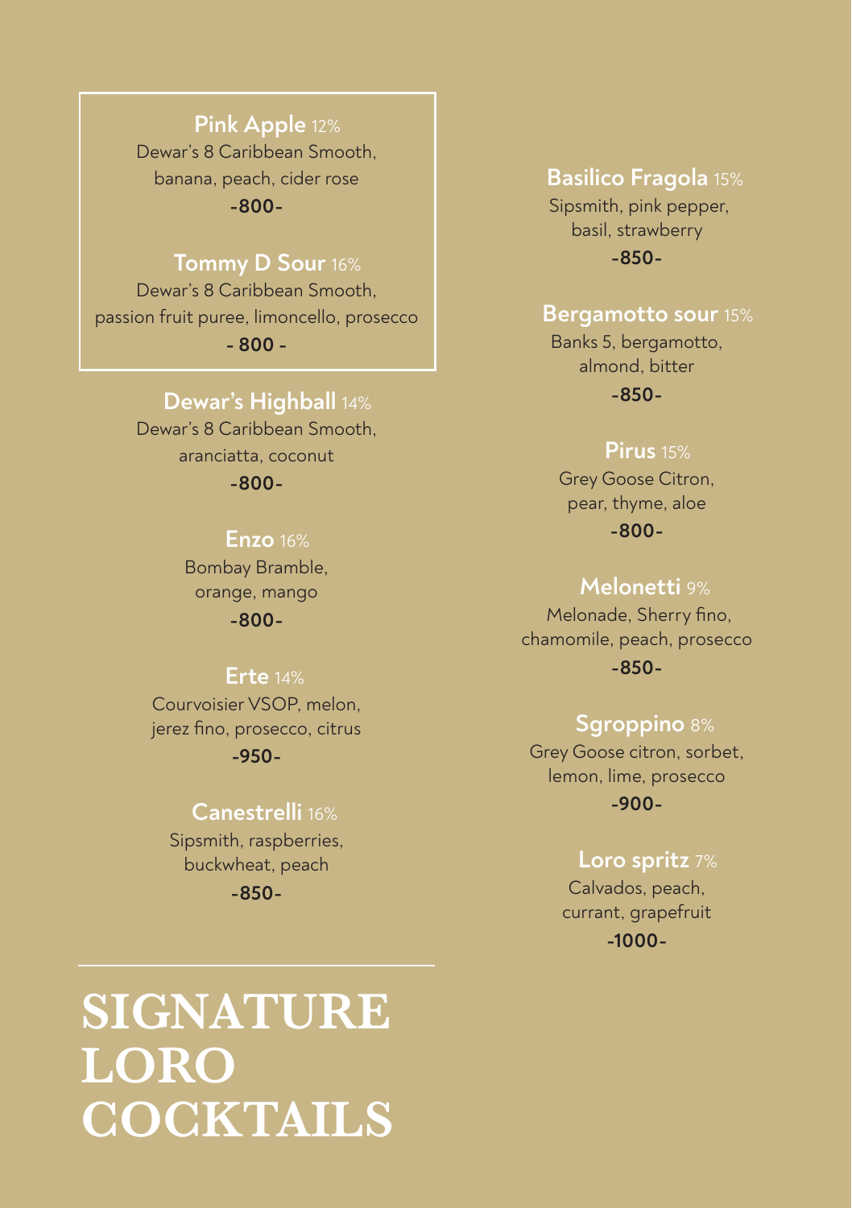# SIGNATURE LORO COCKTAILS

**Pink Apple** 12%
Dewar's 8 Caribbean Smooth, banana, peach, cider rose
**-800-**

**Tommy D Sour** 16%
Dewar's 8 Caribbean Smooth, passion fruit puree, limoncello, prosecco
**- 800 -**

**Dewar's Highball** 14%
Dewar's 8 Caribbean Smooth, aranciatta, coconut
**-800-**

**Enzo** 16%
Bombay Bramble, orange, mango
**-800-**

**Erte** 14%
Courvoisier VSOP, melon, jerez fino, prosecco, citrus
**-950-**

**Canestrelli** 16%
Sipsmith, raspberries, buckwheat, peach
**-850-**

**Basilico Fragola** 15%
Sipsmith, pink pepper, basil, strawberry
**-850-**

**Bergamotto sour** 15%
Banks 5, bergamotto, almond, bitter
**-850-**

**Pirus** 15%
Grey Goose Citron, pear, thyme, aloe
**-800-**

**Melonetti** 9%
Melonade, Sherry fino, chamomile, peach, prosecco
**-850-**

**Sgroppino** 8%
Grey Goose citron, sorbet, lemon, lime, prosecco
**-900-**

**Loro spritz** 7%
Calvados, peach, currant, grapefruit
**-1000-**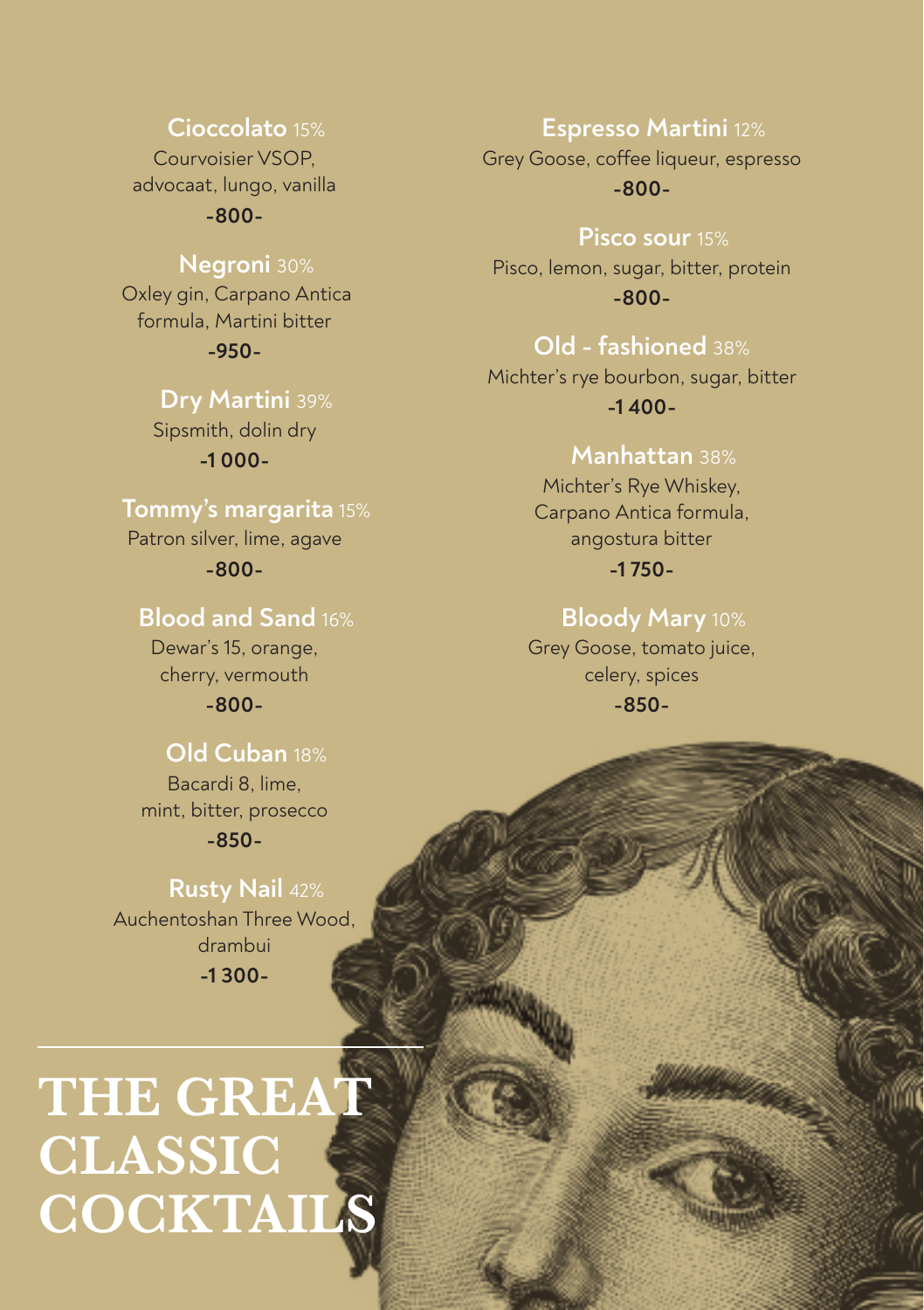# THE GREAT CLASSIC COCKTAILS

**Cioccolato** 15%
Courvoisier VSOP, advocaat, lungo, vanilla
-800-

**Negroni** 30%
Oxley gin, Carpano Antica formula, Martini bitter
-950-

**Dry Martini** 39%
Sipsmith, dolin dry
-1 000-

**Tommy's margarita** 15%
Patron silver, lime, agave
-800-

**Blood and Sand** 16%
Dewar's 15, orange, cherry, vermouth
-800-

**Old Cuban** 18%
Bacardi 8, lime, mint, bitter, prosecco
-850-

**Rusty Nail** 42%
Auchentoshan Three Wood, drambui
-1 300-

**Espresso Martini** 12%
Grey Goose, coffee liqueur, espresso
-800-

**Pisco sour** 15%
Pisco, lemon, sugar, bitter, protein
-800-

**Old - fashioned** 38%
Michter's rye bourbon, sugar, bitter
-1 400-

**Manhattan** 38%
Michter's Rye Whiskey, Carpano Antica formula, angostura bitter
-1 750-

**Bloody Mary** 10%
Grey Goose, tomato juice, celery, spices
-850-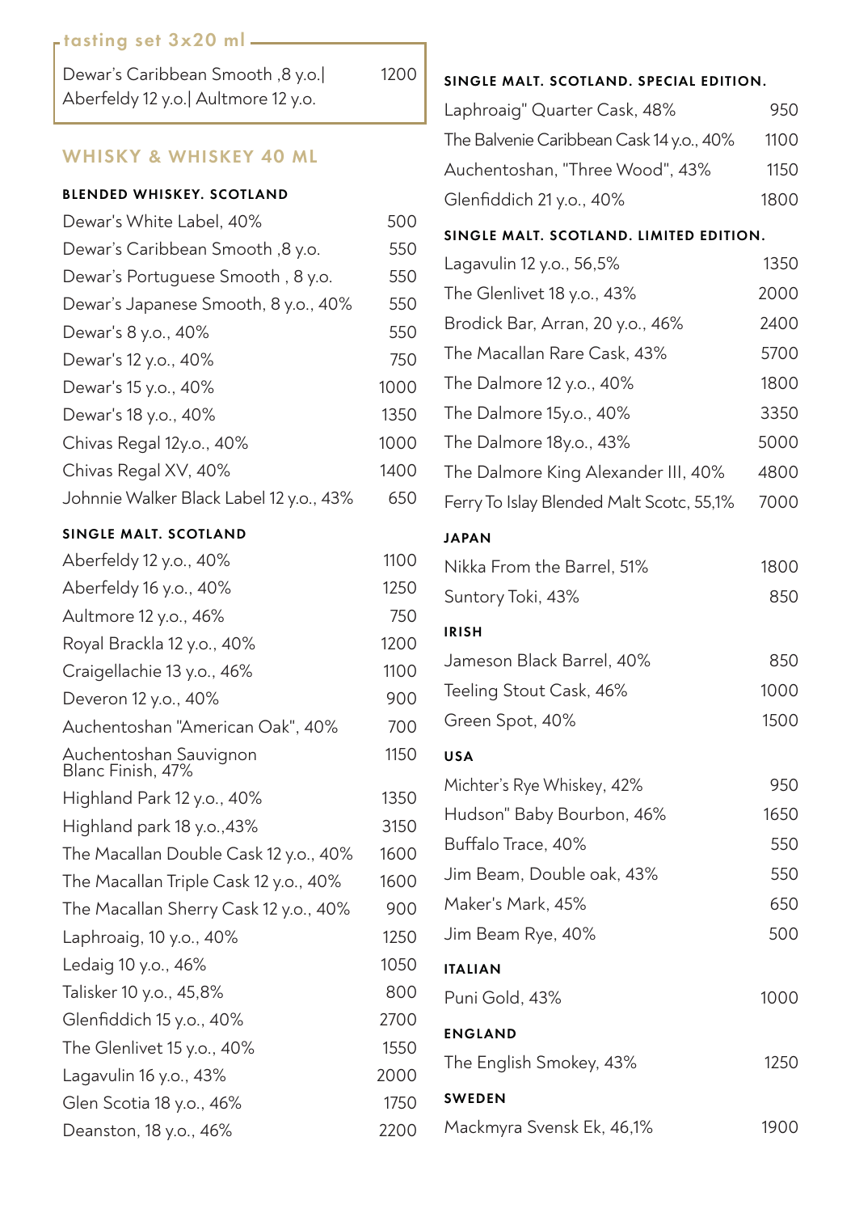## tasting set 3x20 ml

| | |
|---|---|
| Dewar's Caribbean Smooth ,8 y.o.\| Aberfeldy 12 y.o.\| Aultmore 12 y.o. | 1200 |

## WHISKY & WHISKEY 40 ML

### BLENDED WHISKEY. SCOTLAND

| | |
|---|---|
| Dewar's White Label, 40% | 500 |
| Dewar's Caribbean Smooth ,8 y.o. | 550 |
| Dewar's Portuguese Smooth , 8 y.o. | 550 |
| Dewar's Japanese Smooth, 8 y.o., 40% | 550 |
| Dewar's 8 y.o., 40% | 550 |
| Dewar's 12 y.o., 40% | 750 |
| Dewar's 15 y.o., 40% | 1000 |
| Dewar's 18 y.o., 40% | 1350 |
| Chivas Regal 12y.o., 40% | 1000 |
| Chivas Regal XV, 40% | 1400 |
| Johnnie Walker Black Label 12 y.o., 43% | 650 |

### SINGLE MALT. SCOTLAND

| | |
|---|---|
| Aberfeldy 12 y.o., 40% | 1100 |
| Aberfeldy 16 y.o., 40% | 1250 |
| Aultmore 12 y.o., 46% | 750 |
| Royal Brackla 12 y.o., 40% | 1200 |
| Craigellachie 13 y.o., 46% | 1100 |
| Deveron 12 y.o., 40% | 900 |
| Auchentoshan "American Oak", 40% | 700 |
| Auchentoshan Sauvignon Blanc Finish, 47% | 1150 |
| Highland Park 12 y.o., 40% | 1350 |
| Highland park 18 y.o.,43% | 3150 |
| The Macallan Double Cask 12 y.o., 40% | 1600 |
| The Macallan Triple Cask 12 y.o., 40% | 1600 |
| The Macallan Sherry Cask 12 y.o., 40% | 900 |
| Laphroaig, 10 y.o., 40% | 1250 |
| Ledaig 10 y.o., 46% | 1050 |
| Talisker 10 y.o., 45,8% | 800 |
| Glenfiddich 15 y.o., 40% | 2700 |
| The Glenlivet 15 y.o., 40% | 1550 |
| Lagavulin 16 y.o., 43% | 2000 |
| Glen Scotia 18 y.o., 46% | 1750 |
| Deanston, 18 y.o., 46% | 2200 |

### SINGLE MALT. SCOTLAND. SPECIAL EDITION.

| | |
|---|---|
| Laphroaig" Quarter Cask, 48% | 950 |
| The Balvenie Caribbean Cask 14 y.o., 40% | 1100 |
| Auchentoshan, "Three Wood", 43% | 1150 |
| Glenfiddich 21 y.o., 40% | 1800 |

### SINGLE MALT. SCOTLAND. LIMITED EDITION.

| | |
|---|---|
| Lagavulin 12 y.o., 56,5% | 1350 |
| The Glenlivet 18 y.o., 43% | 2000 |
| Brodick Bar, Arran, 20 y.o., 46% | 2400 |
| The Macallan Rare Cask, 43% | 5700 |
| The Dalmore 12 y.o., 40% | 1800 |
| The Dalmore 15y.o., 40% | 3350 |
| The Dalmore 18y.o., 43% | 5000 |
| The Dalmore King Alexander III, 40% | 4800 |
| Ferry To Islay Blended Malt Scotc, 55,1% | 7000 |

### JAPAN

| | |
|---|---|
| Nikka From the Barrel, 51% | 1800 |
| Suntory Toki, 43% | 850 |

### IRISH

| | |
|---|---|
| Jameson Black Barrel, 40% | 850 |
| Teeling Stout Cask, 46% | 1000 |
| Green Spot, 40% | 1500 |

### USA

| | |
|---|---|
| Michter's Rye Whiskey, 42% | 950 |
| Hudson" Baby Bourbon, 46% | 1650 |
| Buffalo Trace, 40% | 550 |
| Jim Beam, Double oak, 43% | 550 |
| Maker's Mark, 45% | 650 |
| Jim Beam Rye, 40% | 500 |

### ITALIAN

| | |
|---|---|
| Puni Gold, 43% | 1000 |

### ENGLAND

| | |
|---|---|
| The English Smokey, 43% | 1250 |

### SWEDEN

| | |
|---|---|
| Mackmyra Svensk Ek, 46,1% | 1900 |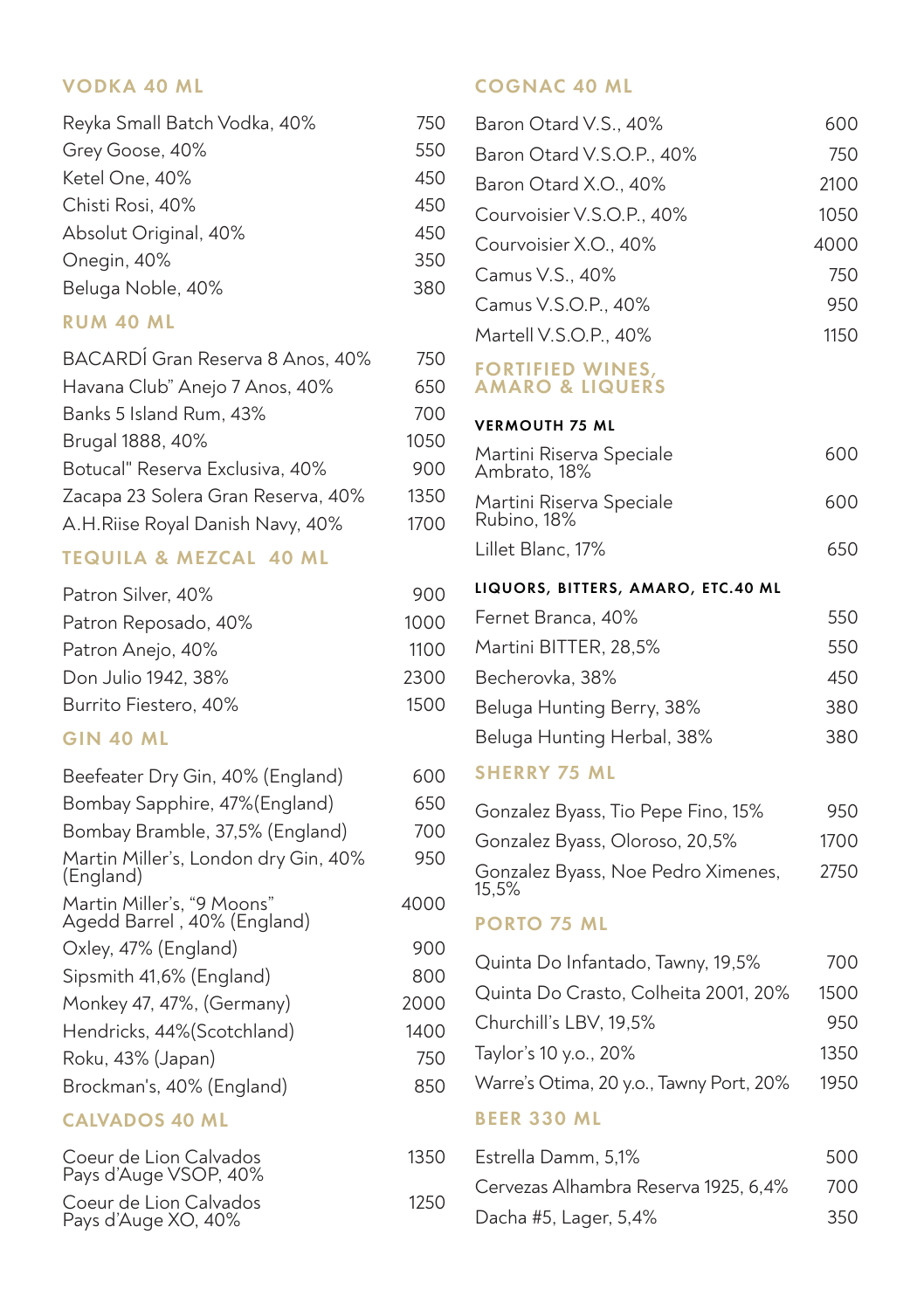## VODKA 40 ML

| | |
|---|---|
| Reyka Small Batch Vodka, 40% | 750 |
| Grey Goose, 40% | 550 |
| Ketel One, 40% | 450 |
| Chisti Rosi, 40% | 450 |
| Absolut Original, 40% | 450 |
| Onegin, 40% | 350 |
| Beluga Noble, 40% | 380 |

## RUM 40 ML

| | |
|---|---|
| BACARDÍ Gran Reserva 8 Anos, 40% | 750 |
| Havana Club" Anejo 7 Anos, 40% | 650 |
| Banks 5 Island Rum, 43% | 700 |
| Brugal 1888, 40% | 1050 |
| Botucal" Reserva Exclusiva, 40% | 900 |
| Zacapa 23 Solera Gran Reserva, 40% | 1350 |
| A.H.Riise Royal Danish Navy, 40% | 1700 |

## TEQUILA & MEZCAL 40 ML

| | |
|---|---|
| Patron Silver, 40% | 900 |
| Patron Reposado, 40% | 1000 |
| Patron Anejo, 40% | 1100 |
| Don Julio 1942, 38% | 2300 |
| Burrito Fiestero, 40% | 1500 |

## GIN 40 ML

| | |
|---|---|
| Beefeater Dry Gin, 40% (England) | 600 |
| Bombay Sapphire, 47%(England) | 650 |
| Bombay Bramble, 37,5% (England) | 700 |
| Martin Miller's, London dry Gin, 40% (England) | 950 |
| Martin Miller's, "9 Moons" Agedd Barrel , 40% (England) | 4000 |
| Oxley, 47% (England) | 900 |
| Sipsmith 41,6% (England) | 800 |
| Monkey 47, 47%, (Germany) | 2000 |
| Hendricks, 44%(Scotchland) | 1400 |
| Roku, 43% (Japan) | 750 |
| Brockman's, 40% (England) | 850 |

## CALVADOS 40 ML

| | |
|---|---|
| Coeur de Lion Calvados Pays d'Auge VSOP, 40% | 1350 |
| Coeur de Lion Calvados Pays d'Auge XO, 40% | 1250 |

## COGNAC 40 ML

| | |
|---|---|
| Baron Otard V.S., 40% | 600 |
| Baron Otard V.S.O.P., 40% | 750 |
| Baron Otard X.O., 40% | 2100 |
| Courvoisier V.S.O.P., 40% | 1050 |
| Courvoisier X.O., 40% | 4000 |
| Camus V.S., 40% | 750 |
| Camus V.S.O.P., 40% | 950 |
| Martell V.S.O.P., 40% | 1150 |

## FORTIFIED WINES, AMARO & LIQUERS

### VERMOUTH 75 ML

| | |
|---|---|
| Martini Riserva Speciale Ambrato, 18% | 600 |
| Martini Riserva Speciale Rubino, 18% | 600 |
| Lillet Blanc, 17% | 650 |

### LIQUORS, BITTERS, AMARO, ETC.40 ML

| | |
|---|---|
| Fernet Branca, 40% | 550 |
| Martini BITTER, 28,5% | 550 |
| Becherovka, 38% | 450 |
| Beluga Hunting Berry, 38% | 380 |
| Beluga Hunting Herbal, 38% | 380 |

## SHERRY 75 ML

| | |
|---|---|
| Gonzalez Byass, Tio Pepe Fino, 15% | 950 |
| Gonzalez Byass, Oloroso, 20,5% | 1700 |
| Gonzalez Byass, Noe Pedro Ximenes, 15,5% | 2750 |

## PORTO 75 ML

| | |
|---|---|
| Quinta Do Infantado, Tawny, 19,5% | 700 |
| Quinta Do Crasto, Colheita 2001, 20% | 1500 |
| Churchill's LBV, 19,5% | 950 |
| Taylor's 10 y.o., 20% | 1350 |
| Warre's Otima, 20 y.o., Tawny Port, 20% | 1950 |

## BEER 330 ML

| | |
|---|---|
| Estrella Damm, 5,1% | 500 |
| Cervezas Alhambra Reserva 1925, 6,4% | 700 |
| Dacha #5, Lager, 5,4% | 350 |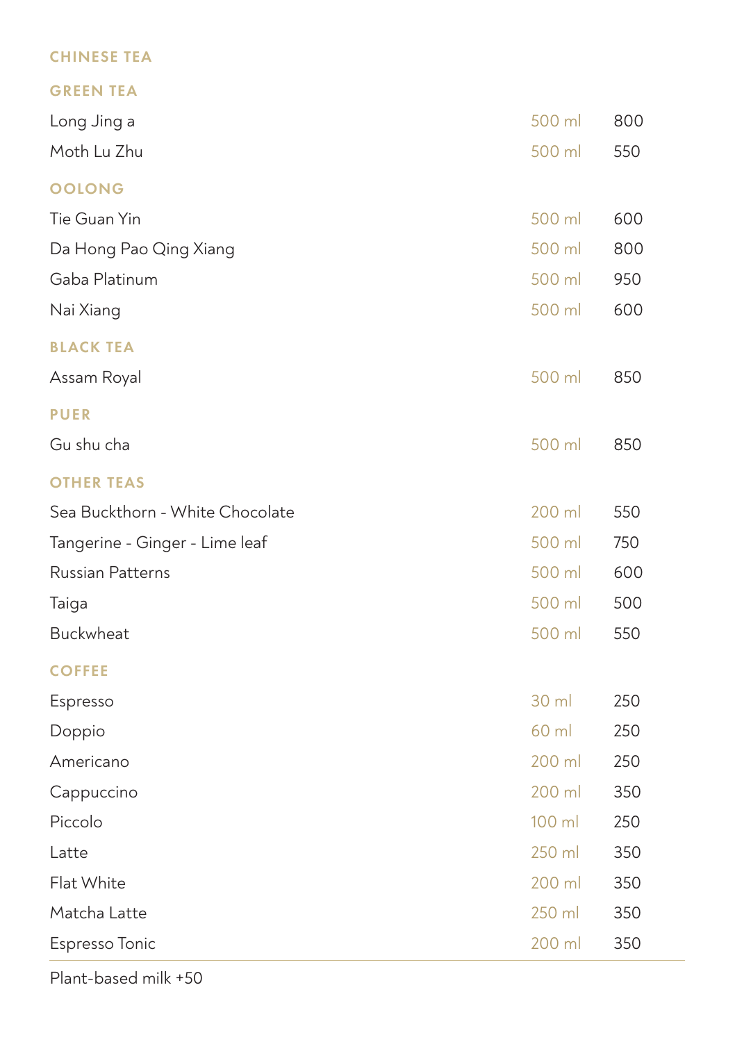# CHINESE TEA

## GREEN TEA

| | | |
|---|---|---|
| Long Jing a | 500 ml | 800 |
| Moth Lu Zhu | 500 ml | 550 |

## OOLONG

| | | |
|---|---|---|
| Tie Guan Yin | 500 ml | 600 |
| Da Hong Pao Qing Xiang | 500 ml | 800 |
| Gaba Platinum | 500 ml | 950 |
| Nai Xiang | 500 ml | 600 |

## BLACK TEA

| | | |
|---|---|---|
| Assam Royal | 500 ml | 850 |

## PUER

| | | |
|---|---|---|
| Gu shu cha | 500 ml | 850 |

## OTHER TEAS

| | | |
|---|---|---|
| Sea Buckthorn - White Chocolate | 200 ml | 550 |
| Tangerine - Ginger - Lime leaf | 500 ml | 750 |
| Russian Patterns | 500 ml | 600 |
| Taiga | 500 ml | 500 |
| Buckwheat | 500 ml | 550 |

## COFFEE

| | | |
|---|---|---|
| Espresso | 30 ml | 250 |
| Doppio | 60 ml | 250 |
| Americano | 200 ml | 250 |
| Cappuccino | 200 ml | 350 |
| Piccolo | 100 ml | 250 |
| Latte | 250 ml | 350 |
| Flat White | 200 ml | 350 |
| Matcha Latte | 250 ml | 350 |
| Espresso Tonic | 200 ml | 350 |

Plant-based milk +50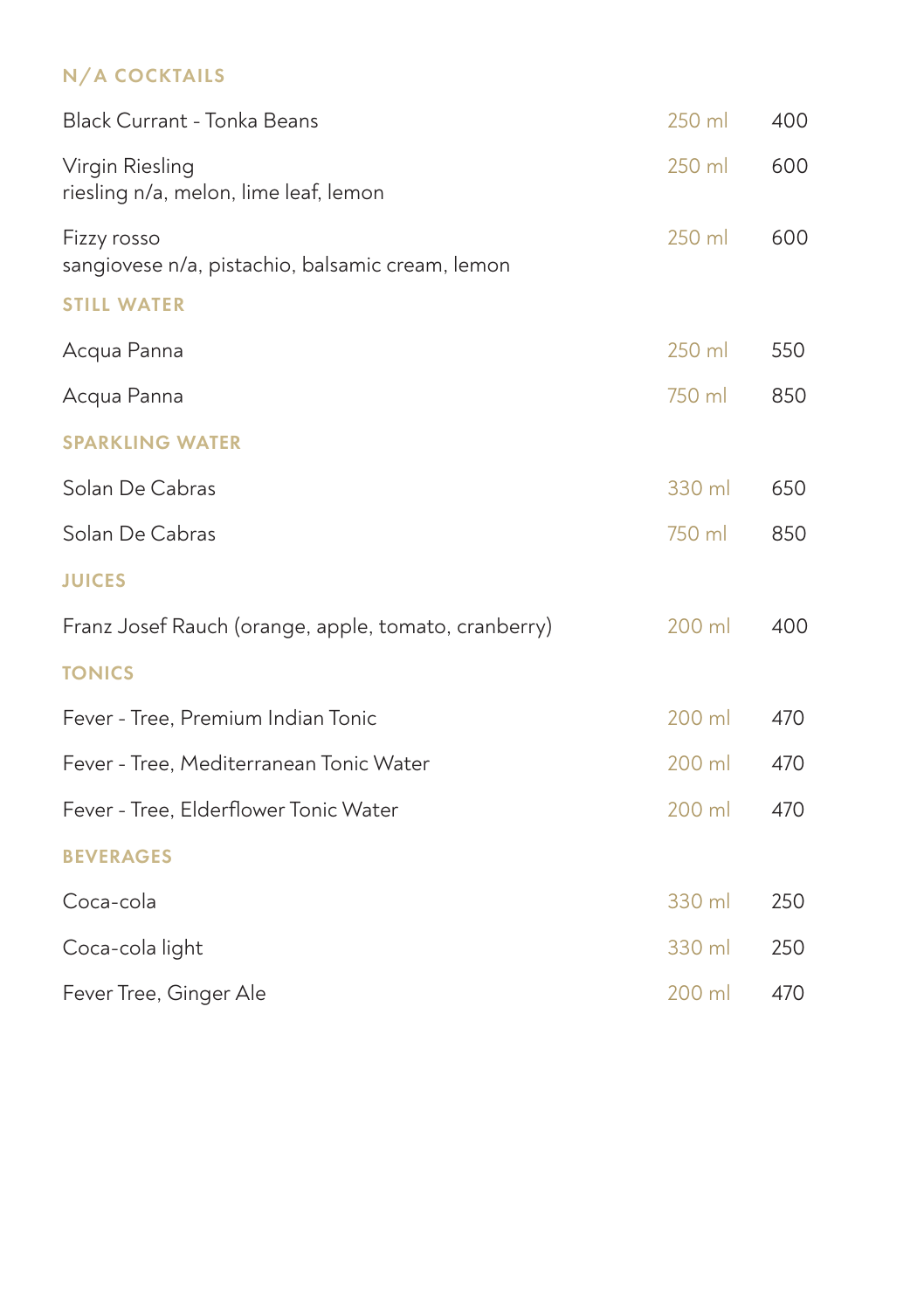## N/A COCKTAILS

| | | |
|---|---|---|
| Black Currant - Tonka Beans | 250 ml | 400 |
| Virgin Riesling<br>riesling n/a, melon, lime leaf, lemon | 250 ml | 600 |
| Fizzy rosso<br>sangiovese n/a, pistachio, balsamic cream, lemon | 250 ml | 600 |

## STILL WATER

| | | |
|---|---|---|
| Acqua Panna | 250 ml | 550 |
| Acqua Panna | 750 ml | 850 |

## SPARKLING WATER

| | | |
|---|---|---|
| Solan De Cabras | 330 ml | 650 |
| Solan De Cabras | 750 ml | 850 |

## JUICES

| | | |
|---|---|---|
| Franz Josef Rauch (orange, apple, tomato, cranberry) | 200 ml | 400 |

## TONICS

| | | |
|---|---|---|
| Fever - Tree, Premium Indian Tonic | 200 ml | 470 |
| Fever - Tree, Mediterranean Tonic Water | 200 ml | 470 |
| Fever - Tree, Elderflower Tonic Water | 200 ml | 470 |

## BEVERAGES

| | | |
|---|---|---|
| Coca-cola | 330 ml | 250 |
| Coca-cola light | 330 ml | 250 |
| Fever Tree, Ginger Ale | 200 ml | 470 |